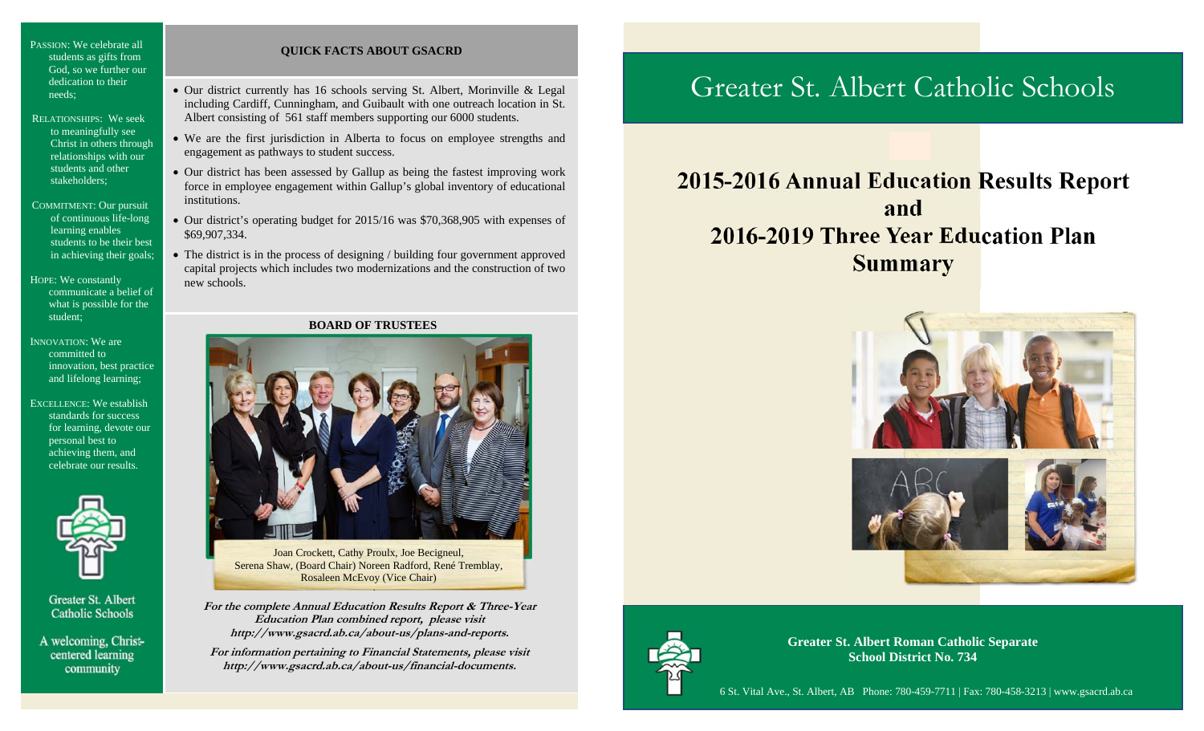PASSION: We celebrate all students as gifts from God, so we further our dedication to their needs;

RELATIONSHIPS: We seek to meaningfully see Christ in others through relationships with our students and other stakeholders;

COMMITMENT: Our pursuit of continuous life-long learning enables students to be their best in achieving their goals;

HOPE: We constantly communicate a belief of what is possible for the student;

INNOVATION: We are committed to innovation, best practice and lifelong learning;

EXCELLENCE: We establish standards for success for learning, devote our personal best to achieving them, and celebrate our results.

Greater St. Albert Catholic Schools

A welcoming, Christ-centered learning community

**QUICK FACTS ABOUT GSACRD**

- Our district currently has 16 schools serving St. Albert, Morinville & Legal including Cardiff, Cunningham, and Guibault with one outreach location in St. Albert consisting of 561 staff members supporting our 6000 students.
- We are the first jurisdiction in Alberta to focus on employee strengths and engagement as pathways to student success.
- Our district has been assessed by Gallup as being the fastest improving work force in employee engagement within Gallup's global inventory of educational institutions.
- Our district's operating budget for 2015/16 was $70,368,905 with expenses of $69,907,334.
- The district is in the process of designing / building four government approved capital projects which includes two modernizations and the construction of two new schools.

**BOARD OF TRUSTEES**

Joan Crockett, Cathy Proulx, Joe Becigneul, Serena Shaw, (Board Chair) Noreen Radford, René Tremblay, Rosaleen McEvoy (Vice Chair)

***For the complete Annual Education Results Report & Three-Year Education Plan combined report, please visit http://www.gsacrd.ab.ca/about-us/plans-and-reports.***

***For information pertaining to Financial Statements, please visit http://www.gsacrd.ab.ca/about-us/financial-documents.***

# Greater St. Albert Catholic Schools

## 2015-2016 Annual Education Results Report and 2016-2019 Three Year Education Plan Summary

**Greater St. Albert Roman Catholic Separate School District No. 734**

6 St. Vital Ave., St. Albert, AB Phone: 780-459-7711 | Fax: 780-458-3213 | www.gsacrd.ab.ca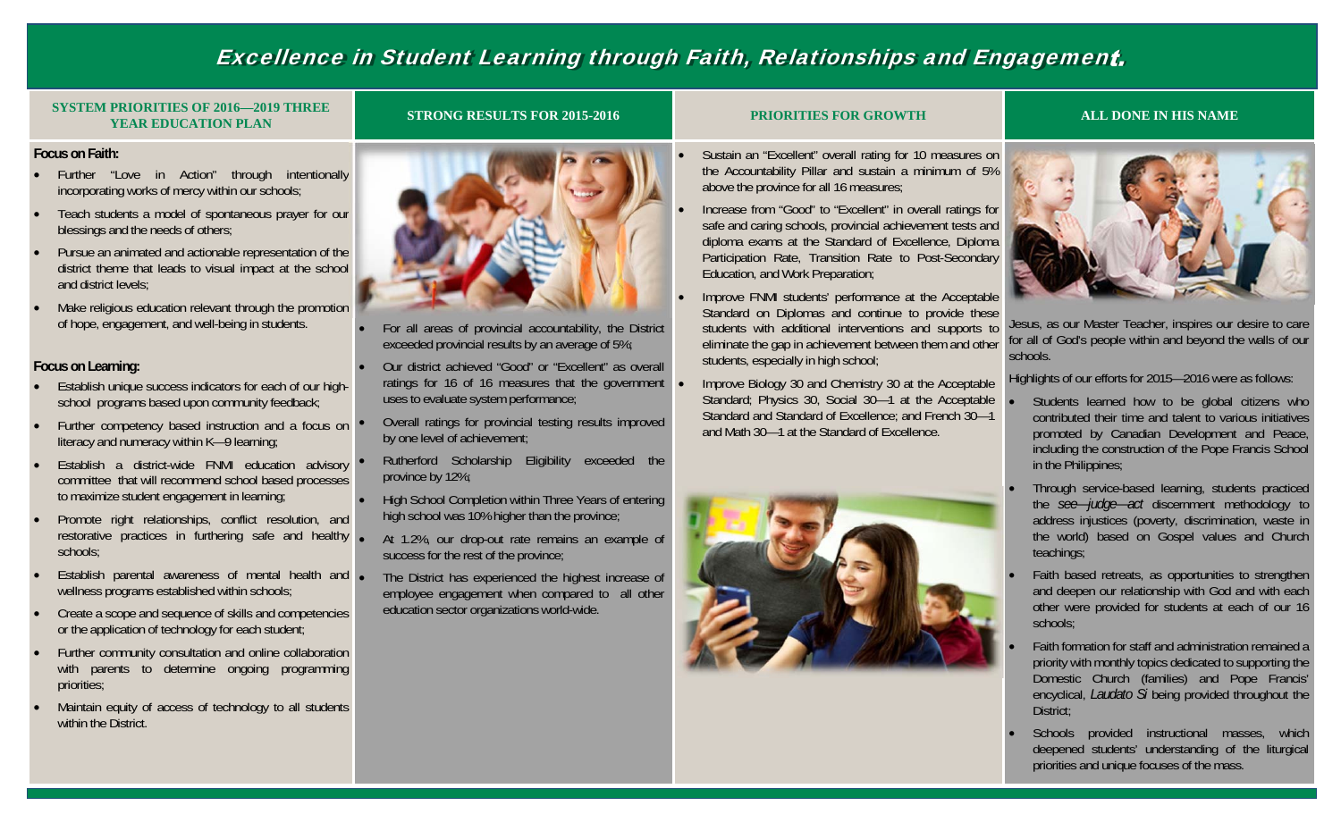# Excellence in Student Learning through Faith, Relationships and Engagement.

## SYSTEM PRIORITIES OF 2016—2019 THREE YEAR EDUCATION PLAN

**Focus on Faith:**

- Further "Love in Action" through intentionally incorporating works of mercy within our schools;
- Teach students a model of spontaneous prayer for our blessings and the needs of others;
- Pursue an animated and actionable representation of the district theme that leads to visual impact at the school and district levels;
- Make religious education relevant through the promotion of hope, engagement, and well-being in students.

**Focus on Learning:**

- Establish unique success indicators for each of our high-school programs based upon community feedback;
- Further competency based instruction and a focus on literacy and numeracy within K—9 learning;
- Establish a district-wide FNMI education advisory committee that will recommend school based processes to maximize student engagement in learning;
- Promote right relationships, conflict resolution, and restorative practices in furthering safe and healthy schools;
- Establish parental awareness of mental health and wellness programs established within schools;
- Create a scope and sequence of skills and competencies or the application of technology for each student;
- Further community consultation and online collaboration with parents to determine ongoing programming priorities;
- Maintain equity of access of technology to all students within the District.

## STRONG RESULTS FOR 2015-2016

- For all areas of provincial accountability, the District exceeded provincial results by an average of 5%;
- Our district achieved "Good" or "Excellent" as overall ratings for 16 of 16 measures that the government uses to evaluate system performance;
- Overall ratings for provincial testing results improved by one level of achievement;
- Rutherford Scholarship Eligibility exceeded the province by 12%;
- High School Completion within Three Years of entering high school was 10% higher than the province;
- At 1.2%, our drop-out rate remains an example of success for the rest of the province;
- The District has experienced the highest increase of employee engagement when compared to all other education sector organizations world-wide.

## PRIORITIES FOR GROWTH

- Sustain an "Excellent" overall rating for 10 measures on the Accountability Pillar and sustain a minimum of 5% above the province for all 16 measures;
- Increase from "Good" to "Excellent" in overall ratings for safe and caring schools, provincial achievement tests and diploma exams at the Standard of Excellence, Diploma Participation Rate, Transition Rate to Post-Secondary Education, and Work Preparation;
- Improve FNMI students' performance at the Acceptable Standard on Diplomas and continue to provide these students with additional interventions and supports to eliminate the gap in achievement between them and other students, especially in high school;
- Improve Biology 30 and Chemistry 30 at the Acceptable Standard; Physics 30, Social 30—1 at the Acceptable Standard and Standard of Excellence; and French 30—1 and Math 30—1 at the Standard of Excellence.

## ALL DONE IN HIS NAME

Jesus, as our Master Teacher, inspires our desire to care for all of God's people within and beyond the walls of our schools.

Highlights of our efforts for 2015—2016 were as follows:

- Students learned how to be global citizens who contributed their time and talent to various initiatives promoted by Canadian Development and Peace, including the construction of the Pope Francis School in the Philippines;
- Through service-based learning, students practiced the *see—judge—act* discernment methodology to address injustices (poverty, discrimination, waste in the world) based on Gospel values and Church teachings;
- Faith based retreats, as opportunities to strengthen and deepen our relationship with God and with each other were provided for students at each of our 16 schools;
- Faith formation for staff and administration remained a priority with monthly topics dedicated to supporting the Domestic Church (families) and Pope Francis' encyclical, *Laudato Si* being provided throughout the District;
- Schools provided instructional masses, which deepened students' understanding of the liturgical priorities and unique focuses of the mass.